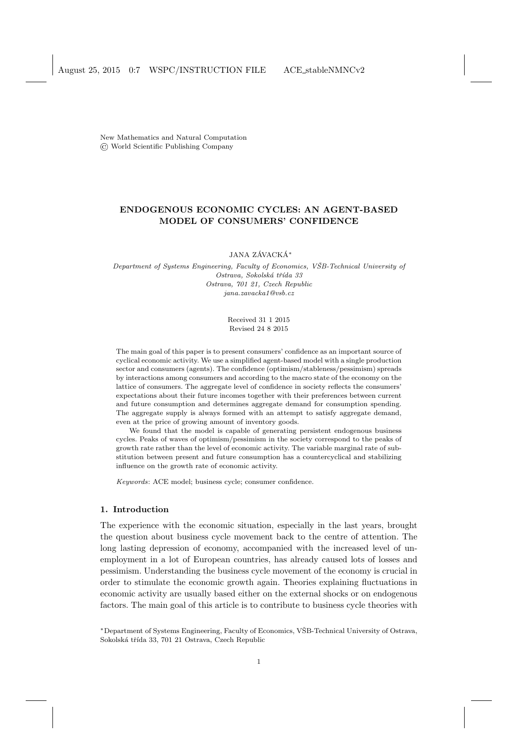New Mathematics and Natural Computation
© World Scientific Publishing Company

# ENDOGENOUS ECONOMIC CYCLES: AN AGENT-BASED MODEL OF CONSUMERS' CONFIDENCE

JANA ZÁVACKÁ*

*Department of Systems Engineering, Faculty of Economics, VŠB-Technical University of Ostrava, Sokolská třída 33*
*Ostrava, 701 21, Czech Republic*
*jana.zavacka1@vsb.cz*

Received 31 1 2015
Revised 24 8 2015

The main goal of this paper is to present consumers' confidence as an important source of cyclical economic activity. We use a simplified agent-based model with a single production sector and consumers (agents). The confidence (optimism/stableness/pessimism) spreads by interactions among consumers and according to the macro state of the economy on the lattice of consumers. The aggregate level of confidence in society reflects the consumers' expectations about their future incomes together with their preferences between current and future consumption and determines aggregate demand for consumption spending. The aggregate supply is always formed with an attempt to satisfy aggregate demand, even at the price of growing amount of inventory goods.

We found that the model is capable of generating persistent endogenous business cycles. Peaks of waves of optimism/pessimism in the society correspond to the peaks of growth rate rather than the level of economic activity. The variable marginal rate of substitution between present and future consumption has a countercyclical and stabilizing influence on the growth rate of economic activity.

*Keywords*: ACE model; business cycle; consumer confidence.

## 1. Introduction

The experience with the economic situation, especially in the last years, brought the question about business cycle movement back to the centre of attention. The long lasting depression of economy, accompanied with the increased level of unemployment in a lot of European countries, has already caused lots of losses and pessimism. Understanding the business cycle movement of the economy is crucial in order to stimulate the economic growth again. Theories explaining fluctuations in economic activity are usually based either on the external shocks or on endogenous factors. The main goal of this article is to contribute to business cycle theories with

*Department of Systems Engineering, Faculty of Economics, VŠB-Technical University of Ostrava, Sokolská třída 33, 701 21 Ostrava, Czech Republic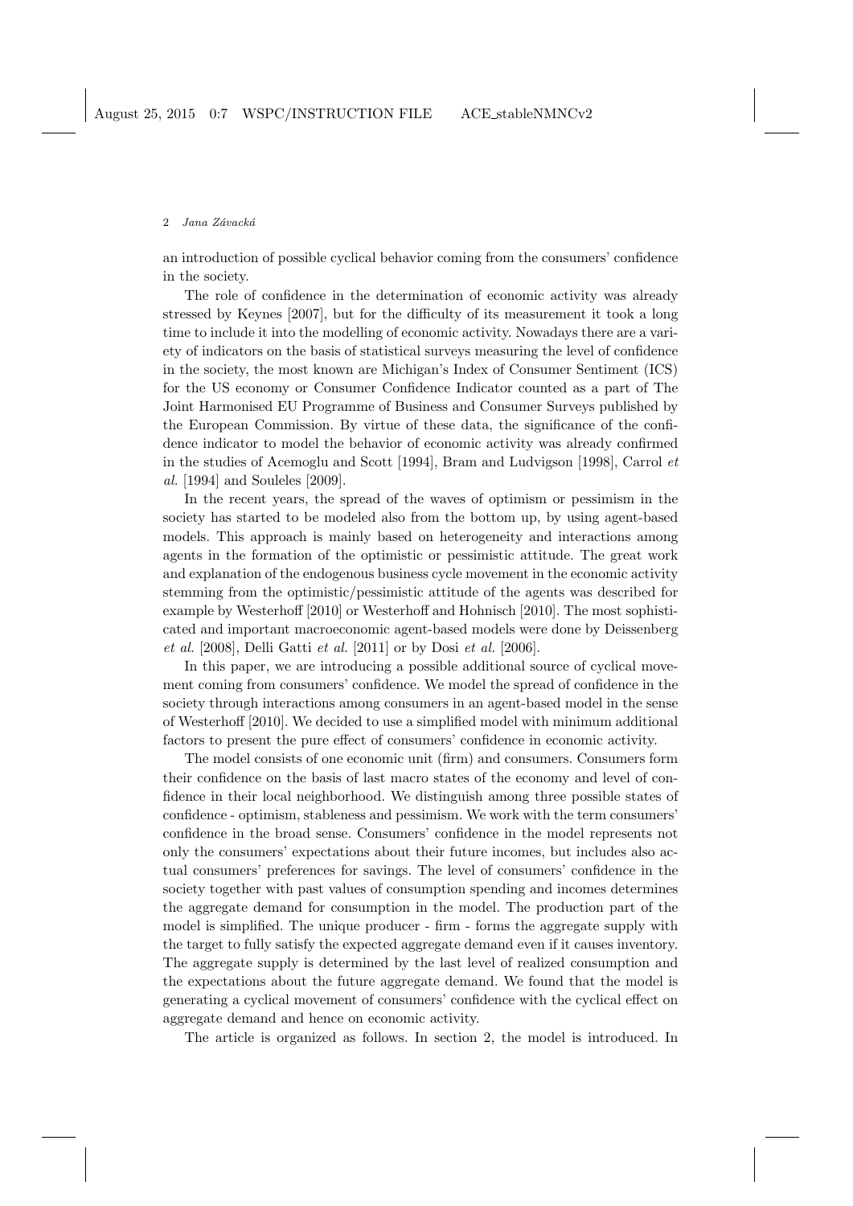an introduction of possible cyclical behavior coming from the consumers' confidence in the society.

The role of confidence in the determination of economic activity was already stressed by Keynes [2007], but for the difficulty of its measurement it took a long time to include it into the modelling of economic activity. Nowadays there are a variety of indicators on the basis of statistical surveys measuring the level of confidence in the society, the most known are Michigan's Index of Consumer Sentiment (ICS) for the US economy or Consumer Confidence Indicator counted as a part of The Joint Harmonised EU Programme of Business and Consumer Surveys published by the European Commission. By virtue of these data, the significance of the confidence indicator to model the behavior of economic activity was already confirmed in the studies of Acemoglu and Scott [1994], Bram and Ludvigson [1998], Carrol *et al.* [1994] and Souleles [2009].

In the recent years, the spread of the waves of optimism or pessimism in the society has started to be modeled also from the bottom up, by using agent-based models. This approach is mainly based on heterogeneity and interactions among agents in the formation of the optimistic or pessimistic attitude. The great work and explanation of the endogenous business cycle movement in the economic activity stemming from the optimistic/pessimistic attitude of the agents was described for example by Westerhoff [2010] or Westerhoff and Hohnisch [2010]. The most sophisticated and important macroeconomic agent-based models were done by Deissenberg *et al.* [2008], Delli Gatti *et al.* [2011] or by Dosi *et al.* [2006].

In this paper, we are introducing a possible additional source of cyclical movement coming from consumers' confidence. We model the spread of confidence in the society through interactions among consumers in an agent-based model in the sense of Westerhoff [2010]. We decided to use a simplified model with minimum additional factors to present the pure effect of consumers' confidence in economic activity.

The model consists of one economic unit (firm) and consumers. Consumers form their confidence on the basis of last macro states of the economy and level of confidence in their local neighborhood. We distinguish among three possible states of confidence - optimism, stableness and pessimism. We work with the term consumers' confidence in the broad sense. Consumers' confidence in the model represents not only the consumers' expectations about their future incomes, but includes also actual consumers' preferences for savings. The level of consumers' confidence in the society together with past values of consumption spending and incomes determines the aggregate demand for consumption in the model. The production part of the model is simplified. The unique producer - firm - forms the aggregate supply with the target to fully satisfy the expected aggregate demand even if it causes inventory. The aggregate supply is determined by the last level of realized consumption and the expectations about the future aggregate demand. We found that the model is generating a cyclical movement of consumers' confidence with the cyclical effect on aggregate demand and hence on economic activity.

The article is organized as follows. In section 2, the model is introduced. In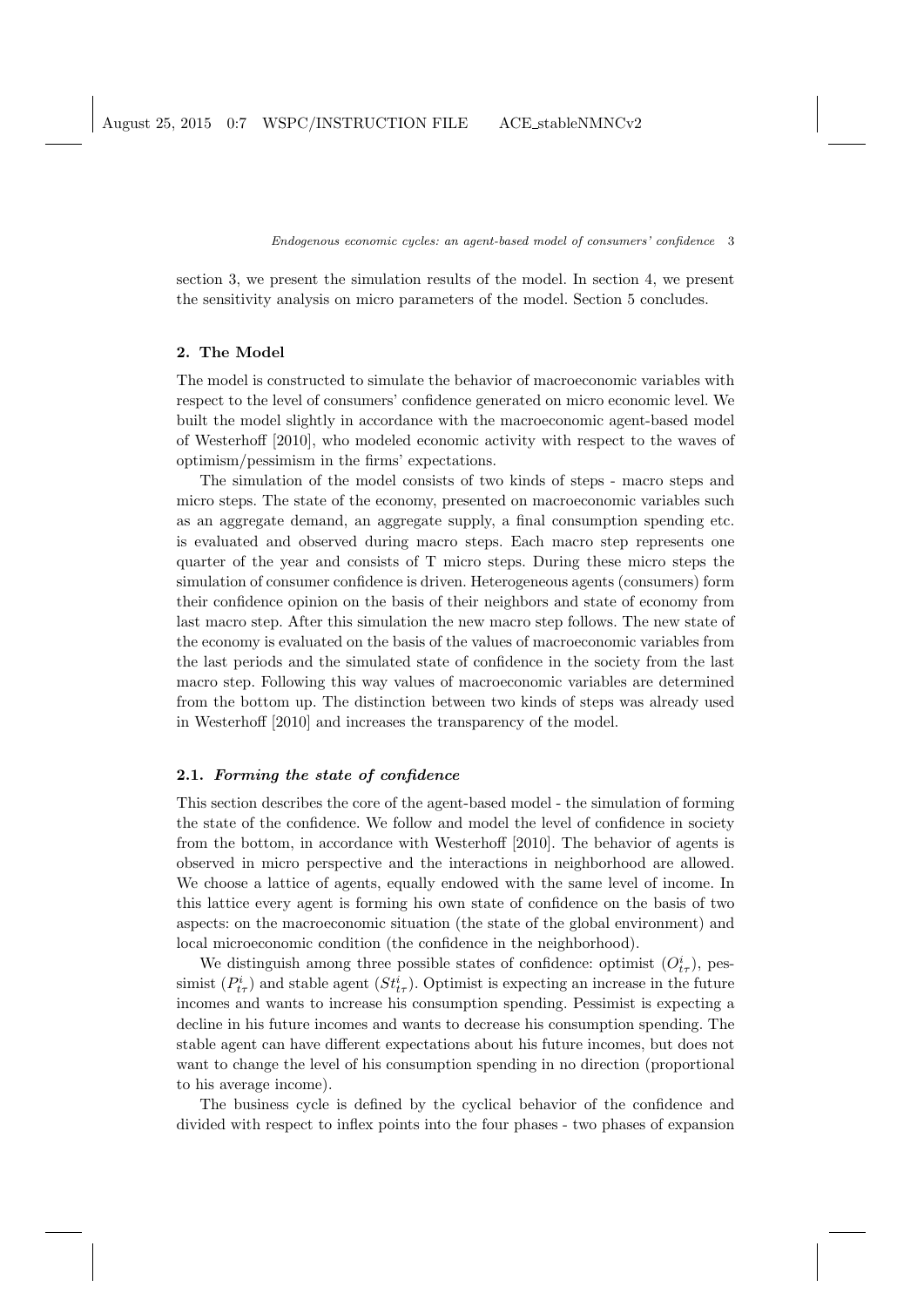section 3, we present the simulation results of the model. In section 4, we present the sensitivity analysis on micro parameters of the model. Section 5 concludes.

## 2. The Model

The model is constructed to simulate the behavior of macroeconomic variables with respect to the level of consumers' confidence generated on micro economic level. We built the model slightly in accordance with the macroeconomic agent-based model of Westerhoff [2010], who modeled economic activity with respect to the waves of optimism/pessimism in the firms' expectations.

The simulation of the model consists of two kinds of steps - macro steps and micro steps. The state of the economy, presented on macroeconomic variables such as an aggregate demand, an aggregate supply, a final consumption spending etc. is evaluated and observed during macro steps. Each macro step represents one quarter of the year and consists of T micro steps. During these micro steps the simulation of consumer confidence is driven. Heterogeneous agents (consumers) form their confidence opinion on the basis of their neighbors and state of economy from last macro step. After this simulation the new macro step follows. The new state of the economy is evaluated on the basis of the values of macroeconomic variables from the last periods and the simulated state of confidence in the society from the last macro step. Following this way values of macroeconomic variables are determined from the bottom up. The distinction between two kinds of steps was already used in Westerhoff [2010] and increases the transparency of the model.

### 2.1. *Forming the state of confidence*

This section describes the core of the agent-based model - the simulation of forming the state of the confidence. We follow and model the level of confidence in society from the bottom, in accordance with Westerhoff [2010]. The behavior of agents is observed in micro perspective and the interactions in neighborhood are allowed. We choose a lattice of agents, equally endowed with the same level of income. In this lattice every agent is forming his own state of confidence on the basis of two aspects: on the macroeconomic situation (the state of the global environment) and local microeconomic condition (the confidence in the neighborhood).

We distinguish among three possible states of confidence: optimist ($O^i_{t\tau}$), pessimist ($P^i_{t\tau}$) and stable agent ($St^i_{t\tau}$). Optimist is expecting an increase in the future incomes and wants to increase his consumption spending. Pessimist is expecting a decline in his future incomes and wants to decrease his consumption spending. The stable agent can have different expectations about his future incomes, but does not want to change the level of his consumption spending in no direction (proportional to his average income).

The business cycle is defined by the cyclical behavior of the confidence and divided with respect to inflex points into the four phases - two phases of expansion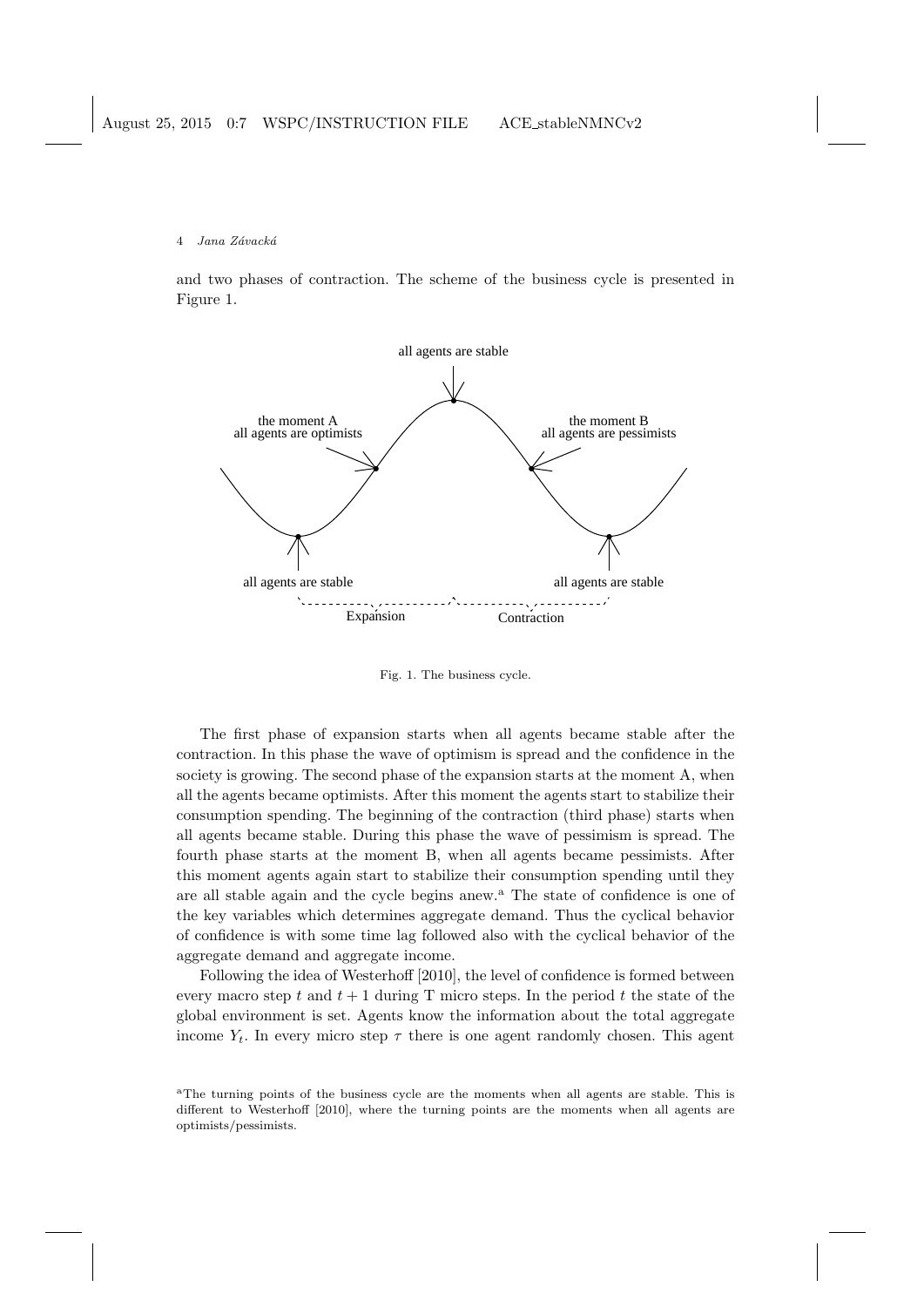and two phases of contraction. The scheme of the business cycle is presented in Figure 1.

Fig. 1. The business cycle.

The first phase of expansion starts when all agents became stable after the contraction. In this phase the wave of optimism is spread and the confidence in the society is growing. The second phase of the expansion starts at the moment A, when all the agents became optimists. After this moment the agents start to stabilize their consumption spending. The beginning of the contraction (third phase) starts when all agents became stable. During this phase the wave of pessimism is spread. The fourth phase starts at the moment B, when all agents became pessimists. After this moment agents again start to stabilize their consumption spending until they are all stable again and the cycle begins anew.[a] The state of confidence is one of the key variables which determines aggregate demand. Thus the cyclical behavior of confidence is with some time lag followed also with the cyclical behavior of the aggregate demand and aggregate income.

Following the idea of Westerhoff [2010], the level of confidence is formed between every macro step $t$ and $t+1$ during T micro steps. In the period $t$ the state of the global environment is set. Agents know the information about the total aggregate income $Y_t$. In every micro step $\tau$ there is one agent randomly chosen. This agent

[a] The turning points of the business cycle are the moments when all agents are stable. This is different to Westerhoff [2010], where the turning points are the moments when all agents are optimists/pessimists.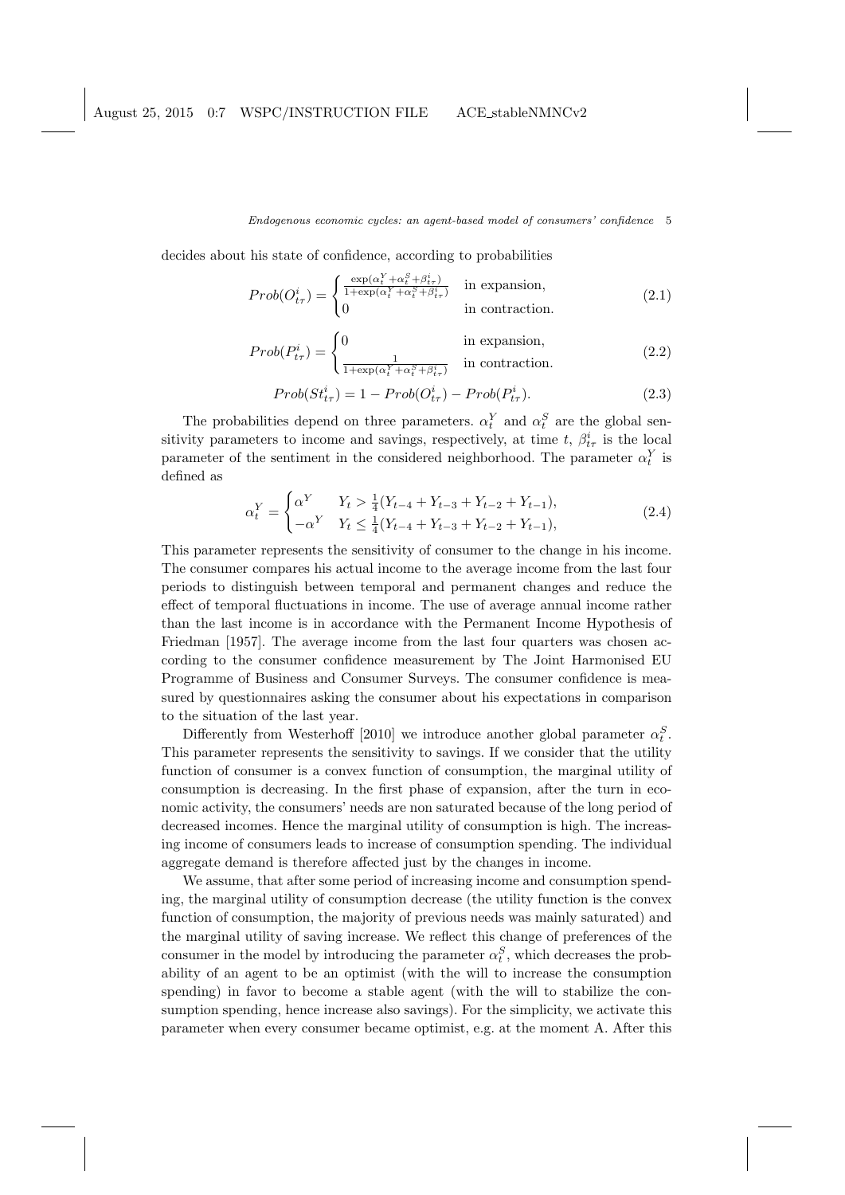decides about his state of confidence, according to probabilities

$$Prob(O^i_{t\tau}) = \begin{cases} \frac{\exp(\alpha^Y_t + \alpha^S_t + \beta^i_{t\tau})}{1+\exp(\alpha^Y_t + \alpha^S_t + \beta^i_{t\tau})} & \text{in expansion,} \\ 0 & \text{in contraction.} \end{cases} \tag{2.1}$$

$$Prob(P^i_{t\tau}) = \begin{cases} 0 & \text{in expansion,} \\ \frac{1}{1+\exp(\alpha^Y_t + \alpha^S_t + \beta^i_{t\tau})} & \text{in contraction.} \end{cases} \tag{2.2}$$

$$Prob(St^i_{t\tau}) = 1 - Prob(O^i_{t\tau}) - Prob(P^i_{t\tau}). \tag{2.3}$$

The probabilities depend on three parameters. $\alpha^Y_t$ and $\alpha^S_t$ are the global sensitivity parameters to income and savings, respectively, at time $t$, $\beta^i_{t\tau}$ is the local parameter of the sentiment in the considered neighborhood. The parameter $\alpha^Y_t$ is defined as

$$\alpha^Y_t = \begin{cases} \alpha^Y & Y_t > \frac{1}{4}(Y_{t-4} + Y_{t-3} + Y_{t-2} + Y_{t-1}), \\ -\alpha^Y & Y_t \leq \frac{1}{4}(Y_{t-4} + Y_{t-3} + Y_{t-2} + Y_{t-1}), \end{cases} \tag{2.4}$$

This parameter represents the sensitivity of consumer to the change in his income. The consumer compares his actual income to the average income from the last four periods to distinguish between temporal and permanent changes and reduce the effect of temporal fluctuations in income. The use of average annual income rather than the last income is in accordance with the Permanent Income Hypothesis of Friedman [1957]. The average income from the last four quarters was chosen according to the consumer confidence measurement by The Joint Harmonised EU Programme of Business and Consumer Surveys. The consumer confidence is measured by questionnaires asking the consumer about his expectations in comparison to the situation of the last year.

Differently from Westerhoff [2010] we introduce another global parameter $\alpha^S_t$. This parameter represents the sensitivity to savings. If we consider that the utility function of consumer is a convex function of consumption, the marginal utility of consumption is decreasing. In the first phase of expansion, after the turn in economic activity, the consumers' needs are non saturated because of the long period of decreased incomes. Hence the marginal utility of consumption is high. The increasing income of consumers leads to increase of consumption spending. The individual aggregate demand is therefore affected just by the changes in income.

We assume, that after some period of increasing income and consumption spending, the marginal utility of consumption decrease (the utility function is the convex function of consumption, the majority of previous needs was mainly saturated) and the marginal utility of saving increase. We reflect this change of preferences of the consumer in the model by introducing the parameter $\alpha^S_t$, which decreases the probability of an agent to be an optimist (with the will to increase the consumption spending) in favor to become a stable agent (with the will to stabilize the consumption spending, hence increase also savings). For the simplicity, we activate this parameter when every consumer became optimist, e.g. at the moment A. After this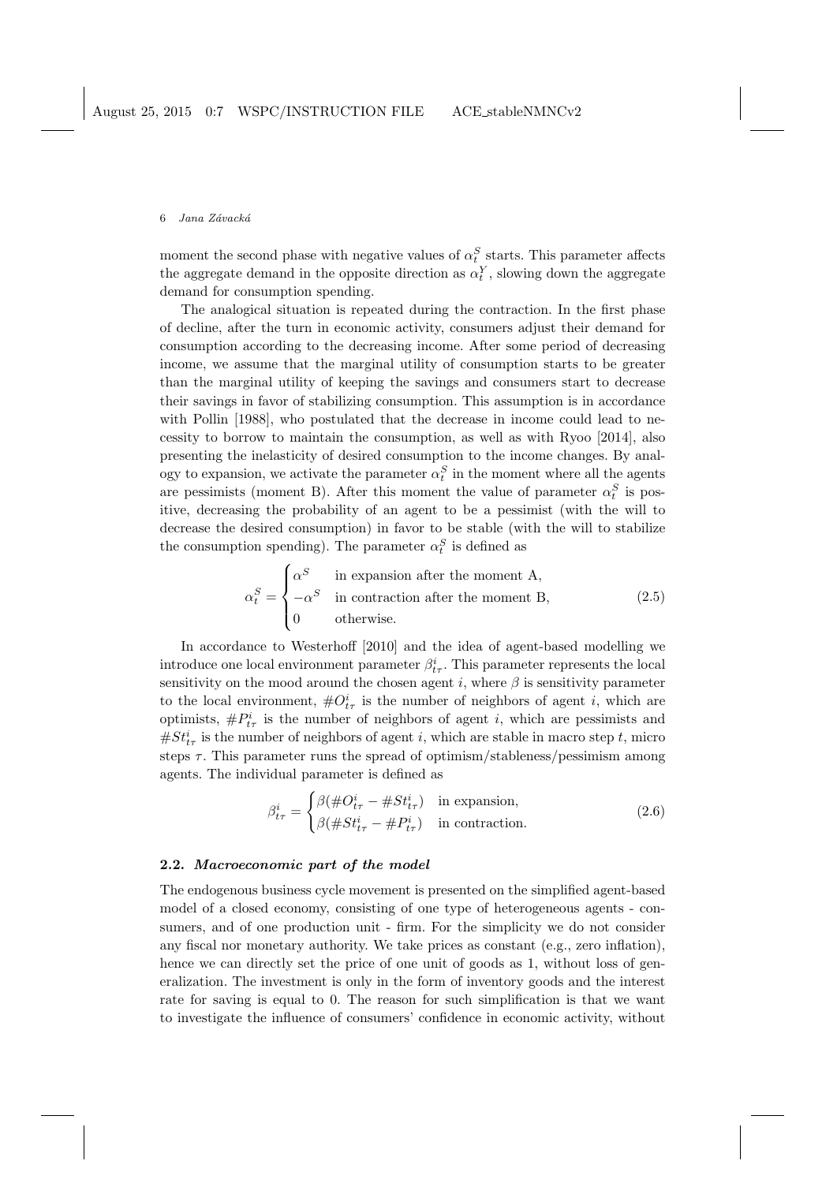moment the second phase with negative values of $\alpha_t^S$ starts. This parameter affects the aggregate demand in the opposite direction as $\alpha_t^Y$, slowing down the aggregate demand for consumption spending.

The analogical situation is repeated during the contraction. In the first phase of decline, after the turn in economic activity, consumers adjust their demand for consumption according to the decreasing income. After some period of decreasing income, we assume that the marginal utility of consumption starts to be greater than the marginal utility of keeping the savings and consumers start to decrease their savings in favor of stabilizing consumption. This assumption is in accordance with Pollin [1988], who postulated that the decrease in income could lead to necessity to borrow to maintain the consumption, as well as with Ryoo [2014], also presenting the inelasticity of desired consumption to the income changes. By analogy to expansion, we activate the parameter $\alpha_t^S$ in the moment where all the agents are pessimists (moment B). After this moment the value of parameter $\alpha_t^S$ is positive, decreasing the probability of an agent to be a pessimist (with the will to decrease the desired consumption) in favor to be stable (with the will to stabilize the consumption spending). The parameter $\alpha_t^S$ is defined as

$$\alpha_t^S = \begin{cases} \alpha^S & \text{in expansion after the moment A,} \\ -\alpha^S & \text{in contraction after the moment B,} \\ 0 & \text{otherwise.} \end{cases} \tag{2.5}$$

In accordance to Westerhoff [2010] and the idea of agent-based modelling we introduce one local environment parameter $\beta_{t\tau}^i$. This parameter represents the local sensitivity on the mood around the chosen agent $i$, where $\beta$ is sensitivity parameter to the local environment, $\#O_{t\tau}^i$ is the number of neighbors of agent $i$, which are optimists, $\#P_{t\tau}^i$ is the number of neighbors of agent $i$, which are pessimists and $\#St_{t\tau}^i$ is the number of neighbors of agent $i$, which are stable in macro step $t$, micro steps $\tau$. This parameter runs the spread of optimism/stableness/pessimism among agents. The individual parameter is defined as

$$\beta_{t\tau}^i = \begin{cases} \beta(\#O_{t\tau}^i - \#St_{t\tau}^i) & \text{in expansion,} \\ \beta(\#St_{t\tau}^i - \#P_{t\tau}^i) & \text{in contraction.} \end{cases} \tag{2.6}$$

### 2.2. *Macroeconomic part of the model*

The endogenous business cycle movement is presented on the simplified agent-based model of a closed economy, consisting of one type of heterogeneous agents - consumers, and of one production unit - firm. For the simplicity we do not consider any fiscal nor monetary authority. We take prices as constant (e.g., zero inflation), hence we can directly set the price of one unit of goods as 1, without loss of generalization. The investment is only in the form of inventory goods and the interest rate for saving is equal to 0. The reason for such simplification is that we want to investigate the influence of consumers' confidence in economic activity, without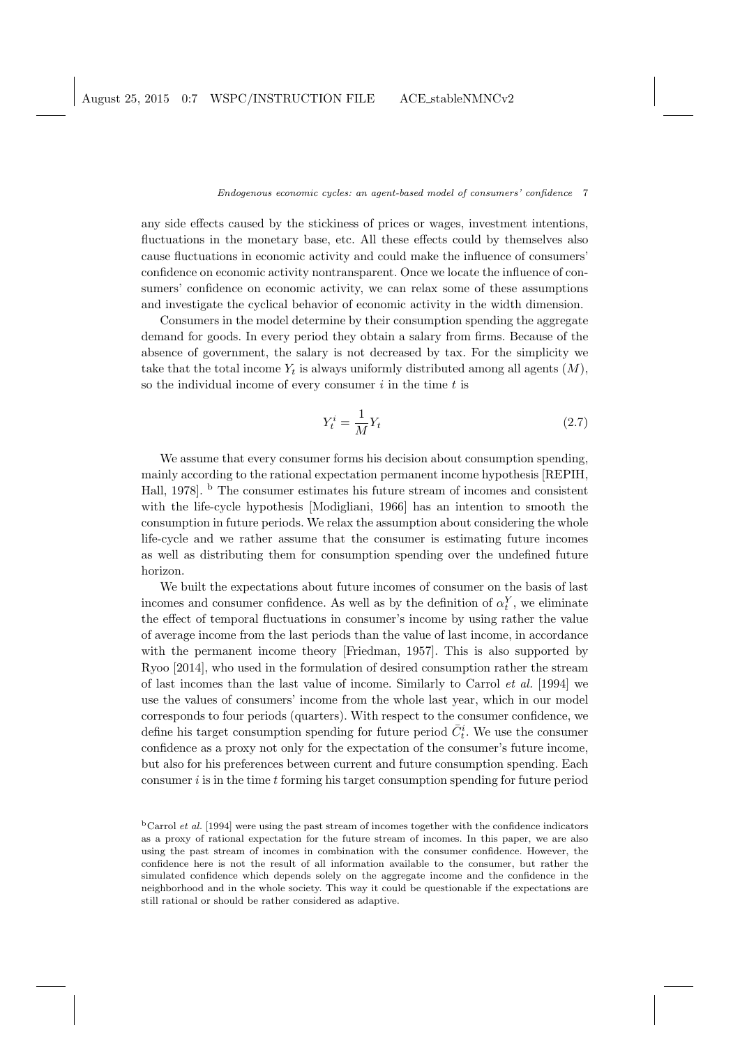any side effects caused by the stickiness of prices or wages, investment intentions, fluctuations in the monetary base, etc. All these effects could by themselves also cause fluctuations in economic activity and could make the influence of consumers' confidence on economic activity nontransparent. Once we locate the influence of consumers' confidence on economic activity, we can relax some of these assumptions and investigate the cyclical behavior of economic activity in the width dimension.

Consumers in the model determine by their consumption spending the aggregate demand for goods. In every period they obtain a salary from firms. Because of the absence of government, the salary is not decreased by tax. For the simplicity we take that the total income $Y_t$ is always uniformly distributed among all agents $(M)$, so the individual income of every consumer $i$ in the time $t$ is

$$Y_t^i = \frac{1}{M} Y_t \tag{2.7}$$

We assume that every consumer forms his decision about consumption spending, mainly according to the rational expectation permanent income hypothesis [REPIH, Hall, 1978]. [b] The consumer estimates his future stream of incomes and consistent with the life-cycle hypothesis [Modigliani, 1966] has an intention to smooth the consumption in future periods. We relax the assumption about considering the whole life-cycle and we rather assume that the consumer is estimating future incomes as well as distributing them for consumption spending over the undefined future horizon.

We built the expectations about future incomes of consumer on the basis of last incomes and consumer confidence. As well as by the definition of $\alpha_t^Y$, we eliminate the effect of temporal fluctuations in consumer's income by using rather the value of average income from the last periods than the value of last income, in accordance with the permanent income theory [Friedman, 1957]. This is also supported by Ryoo [2014], who used in the formulation of desired consumption rather the stream of last incomes than the last value of income. Similarly to Carrol *et al.* [1994] we use the values of consumers' income from the whole last year, which in our model corresponds to four periods (quarters). With respect to the consumer confidence, we define his target consumption spending for future period $\bar{C}_t^i$. We use the consumer confidence as a proxy not only for the expectation of the consumer's future income, but also for his preferences between current and future consumption spending. Each consumer $i$ is in the time $t$ forming his target consumption spending for future period

[b] Carrol *et al.* [1994] were using the past stream of incomes together with the confidence indicators as a proxy of rational expectation for the future stream of incomes. In this paper, we are also using the past stream of incomes in combination with the consumer confidence. However, the confidence here is not the result of all information available to the consumer, but rather the simulated confidence which depends solely on the aggregate income and the confidence in the neighborhood and in the whole society. This way it could be questionable if the expectations are still rational or should be rather considered as adaptive.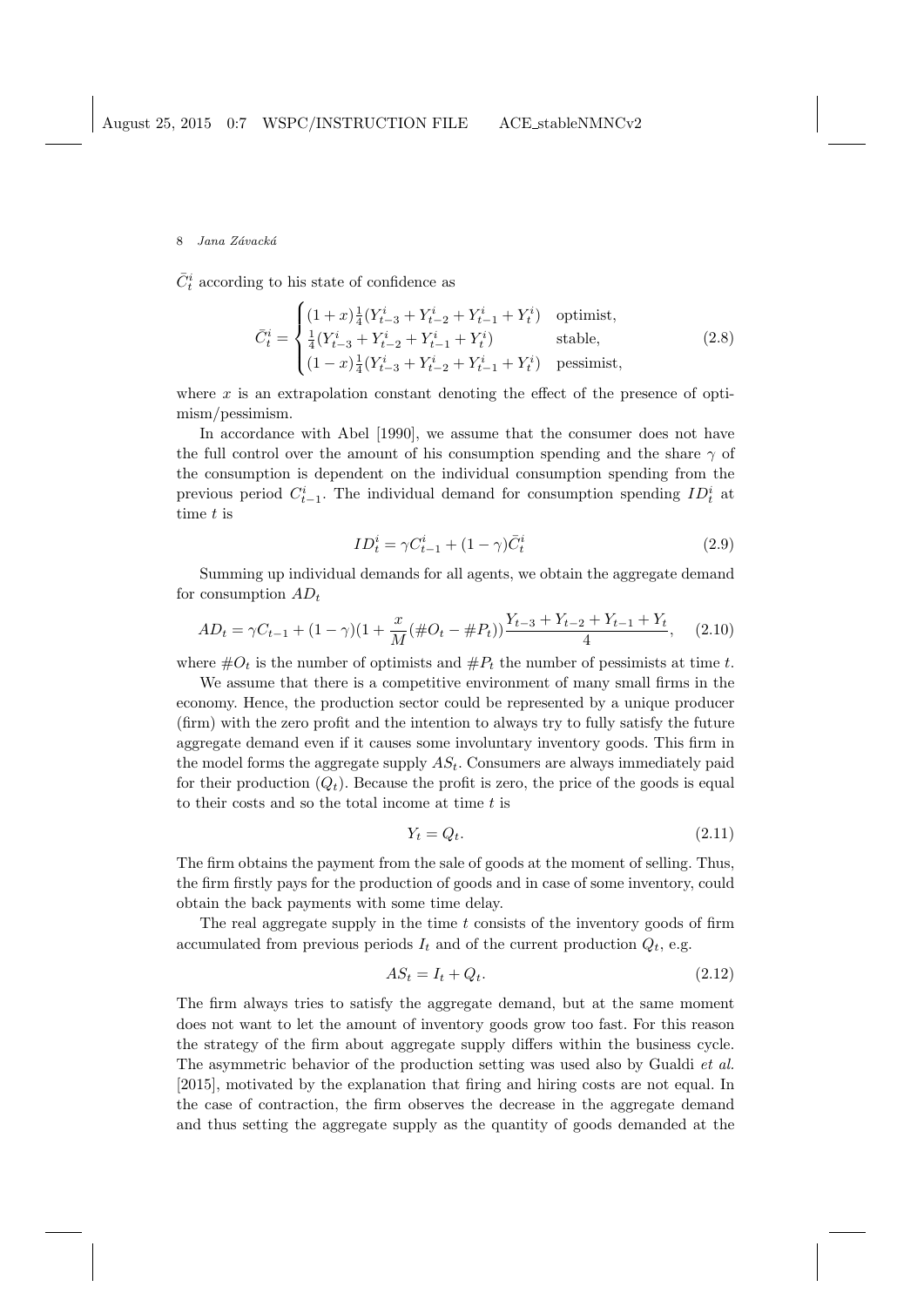$\bar{C}_t^i$ according to his state of confidence as

$$\bar{C}_t^i = \begin{cases} (1+x)\frac{1}{4}(Y_{t-3}^i + Y_{t-2}^i + Y_{t-1}^i + Y_t^i) & \text{optimist,} \\ \frac{1}{4}(Y_{t-3}^i + Y_{t-2}^i + Y_{t-1}^i + Y_t^i) & \text{stable,} \\ (1-x)\frac{1}{4}(Y_{t-3}^i + Y_{t-2}^i + Y_{t-1}^i + Y_t^i) & \text{pessimist,} \end{cases} \tag{2.8}$$

where $x$ is an extrapolation constant denoting the effect of the presence of optimism/pessimism.

In accordance with Abel [1990], we assume that the consumer does not have the full control over the amount of his consumption spending and the share $\gamma$ of the consumption is dependent on the individual consumption spending from the previous period $C_{t-1}^i$. The individual demand for consumption spending $ID_t^i$ at time $t$ is

$$ID_t^i = \gamma C_{t-1}^i + (1-\gamma)\bar{C}_t^i \tag{2.9}$$

Summing up individual demands for all agents, we obtain the aggregate demand for consumption $AD_t$

$$AD_t = \gamma C_{t-1} + (1-\gamma)(1 + \frac{x}{M}(\#O_t - \#P_t))\frac{Y_{t-3} + Y_{t-2} + Y_{t-1} + Y_t}{4}, \tag{2.10}$$

where $\#O_t$ is the number of optimists and $\#P_t$ the number of pessimists at time $t$.

We assume that there is a competitive environment of many small firms in the economy. Hence, the production sector could be represented by a unique producer (firm) with the zero profit and the intention to always try to fully satisfy the future aggregate demand even if it causes some involuntary inventory goods. This firm in the model forms the aggregate supply $AS_t$. Consumers are always immediately paid for their production ($Q_t$). Because the profit is zero, the price of the goods is equal to their costs and so the total income at time $t$ is

$$Y_t = Q_t. \tag{2.11}$$

The firm obtains the payment from the sale of goods at the moment of selling. Thus, the firm firstly pays for the production of goods and in case of some inventory, could obtain the back payments with some time delay.

The real aggregate supply in the time $t$ consists of the inventory goods of firm accumulated from previous periods $I_t$ and of the current production $Q_t$, e.g.

$$AS_t = I_t + Q_t. \tag{2.12}$$

The firm always tries to satisfy the aggregate demand, but at the same moment does not want to let the amount of inventory goods grow too fast. For this reason the strategy of the firm about aggregate supply differs within the business cycle. The asymmetric behavior of the production setting was used also by Gualdi *et al.* [2015], motivated by the explanation that firing and hiring costs are not equal. In the case of contraction, the firm observes the decrease in the aggregate demand and thus setting the aggregate supply as the quantity of goods demanded at the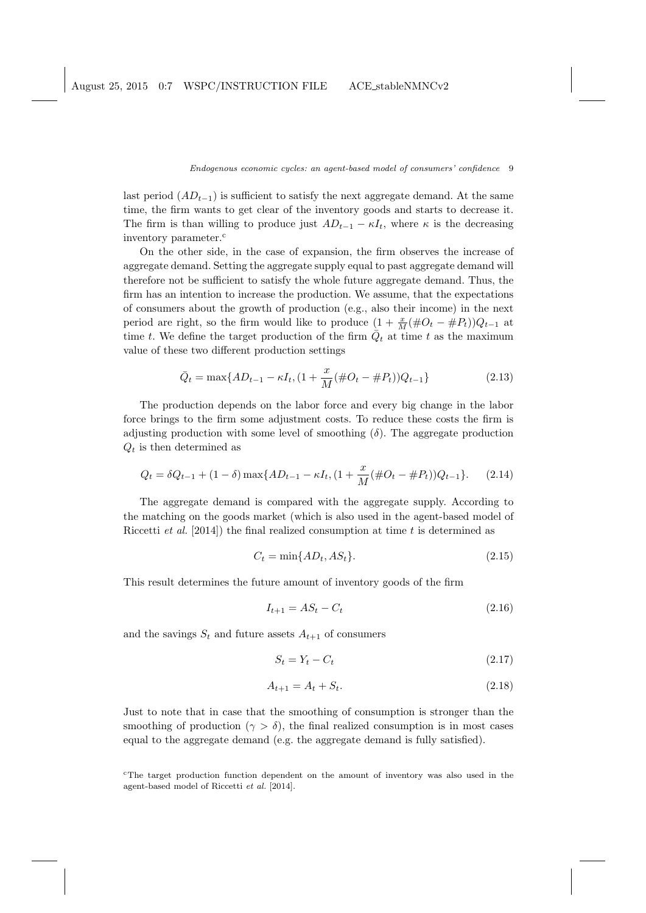last period ($AD_{t-1}$) is sufficient to satisfy the next aggregate demand. At the same time, the firm wants to get clear of the inventory goods and starts to decrease it. The firm is than willing to produce just $AD_{t-1} - \kappa I_t$, where $\kappa$ is the decreasing inventory parameter.[c]

On the other side, in the case of expansion, the firm observes the increase of aggregate demand. Setting the aggregate supply equal to past aggregate demand will therefore not be sufficient to satisfy the whole future aggregate demand. Thus, the firm has an intention to increase the production. We assume, that the expectations of consumers about the growth of production (e.g., also their income) in the next period are right, so the firm would like to produce $(1 + \frac{x}{M}(\#O_t - \#P_t))Q_{t-1}$ at time $t$. We define the target production of the firm $\bar{Q}_t$ at time $t$ as the maximum value of these two different production settings

$$\bar{Q}_t = \max\{AD_{t-1} - \kappa I_t, (1 + \frac{x}{M}(\#O_t - \#P_t))Q_{t-1}\} \tag{2.13}$$

The production depends on the labor force and every big change in the labor force brings to the firm some adjustment costs. To reduce these costs the firm is adjusting production with some level of smoothing ($\delta$). The aggregate production $Q_t$ is then determined as

$$Q_t = \delta Q_{t-1} + (1 - \delta)\max\{AD_{t-1} - \kappa I_t, (1 + \frac{x}{M}(\#O_t - \#P_t))Q_{t-1}\}. \tag{2.14}$$

The aggregate demand is compared with the aggregate supply. According to the matching on the goods market (which is also used in the agent-based model of Riccetti *et al.* [2014]) the final realized consumption at time $t$ is determined as

$$C_t = \min\{AD_t, AS_t\}. \tag{2.15}$$

This result determines the future amount of inventory goods of the firm

$$I_{t+1} = AS_t - C_t \tag{2.16}$$

and the savings $S_t$ and future assets $A_{t+1}$ of consumers

$$S_t = Y_t - C_t \tag{2.17}$$

$$A_{t+1} = A_t + S_t. \tag{2.18}$$

Just to note that in case that the smoothing of consumption is stronger than the smoothing of production ($\gamma > \delta$), the final realized consumption is in most cases equal to the aggregate demand (e.g. the aggregate demand is fully satisfied).

[c] The target production function dependent on the amount of inventory was also used in the agent-based model of Riccetti *et al.* [2014].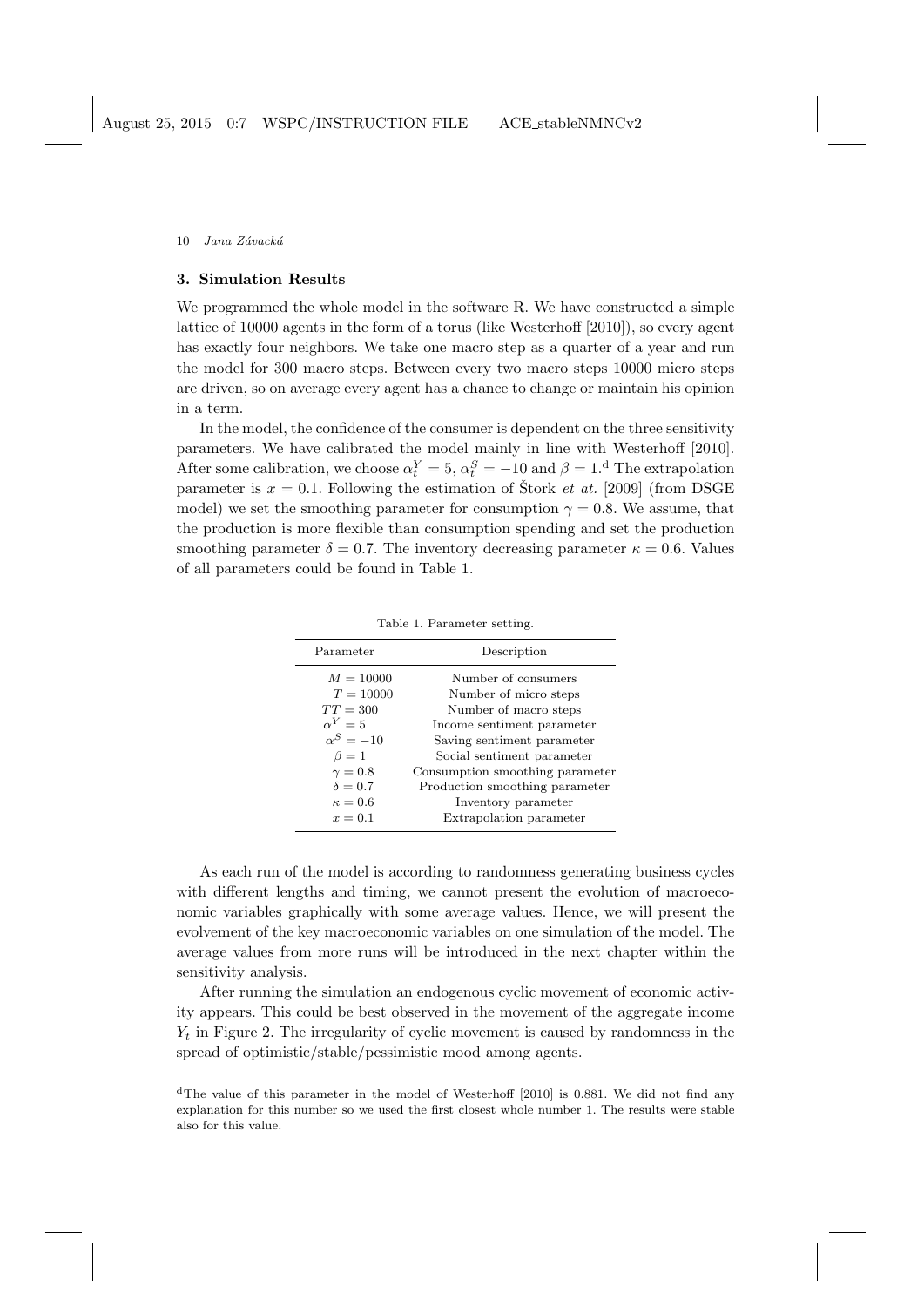## 3. Simulation Results

We programmed the whole model in the software R. We have constructed a simple lattice of 10000 agents in the form of a torus (like Westerhoff [2010]), so every agent has exactly four neighbors. We take one macro step as a quarter of a year and run the model for 300 macro steps. Between every two macro steps 10000 micro steps are driven, so on average every agent has a chance to change or maintain his opinion in a term.

In the model, the confidence of the consumer is dependent on the three sensitivity parameters. We have calibrated the model mainly in line with Westerhoff [2010]. After some calibration, we choose $\alpha_t^Y = 5$, $\alpha_t^S = -10$ and $\beta = 1$.[d] The extrapolation parameter is $x = 0.1$. Following the estimation of Štork *et at.* [2009] (from DSGE model) we set the smoothing parameter for consumption $\gamma = 0.8$. We assume, that the production is more flexible than consumption spending and set the production smoothing parameter $\delta = 0.7$. The inventory decreasing parameter $\kappa = 0.6$. Values of all parameters could be found in Table 1.

Table 1. Parameter setting.

| Parameter | Description |
|---|---|
| $M = 10000$ | Number of consumers |
| $T = 10000$ | Number of micro steps |
| $TT = 300$ | Number of macro steps |
| $\alpha^Y = 5$ | Income sentiment parameter |
| $\alpha^S = -10$ | Saving sentiment parameter |
| $\beta = 1$ | Social sentiment parameter |
| $\gamma = 0.8$ | Consumption smoothing parameter |
| $\delta = 0.7$ | Production smoothing parameter |
| $\kappa = 0.6$ | Inventory parameter |
| $x = 0.1$ | Extrapolation parameter |

As each run of the model is according to randomness generating business cycles with different lengths and timing, we cannot present the evolution of macroeconomic variables graphically with some average values. Hence, we will present the evolvement of the key macroeconomic variables on one simulation of the model. The average values from more runs will be introduced in the next chapter within the sensitivity analysis.

After running the simulation an endogenous cyclic movement of economic activity appears. This could be best observed in the movement of the aggregate income $Y_t$ in Figure 2. The irregularity of cyclic movement is caused by randomness in the spread of optimistic/stable/pessimistic mood among agents.

[d] The value of this parameter in the model of Westerhoff [2010] is 0.881. We did not find any explanation for this number so we used the first closest whole number 1. The results were stable also for this value.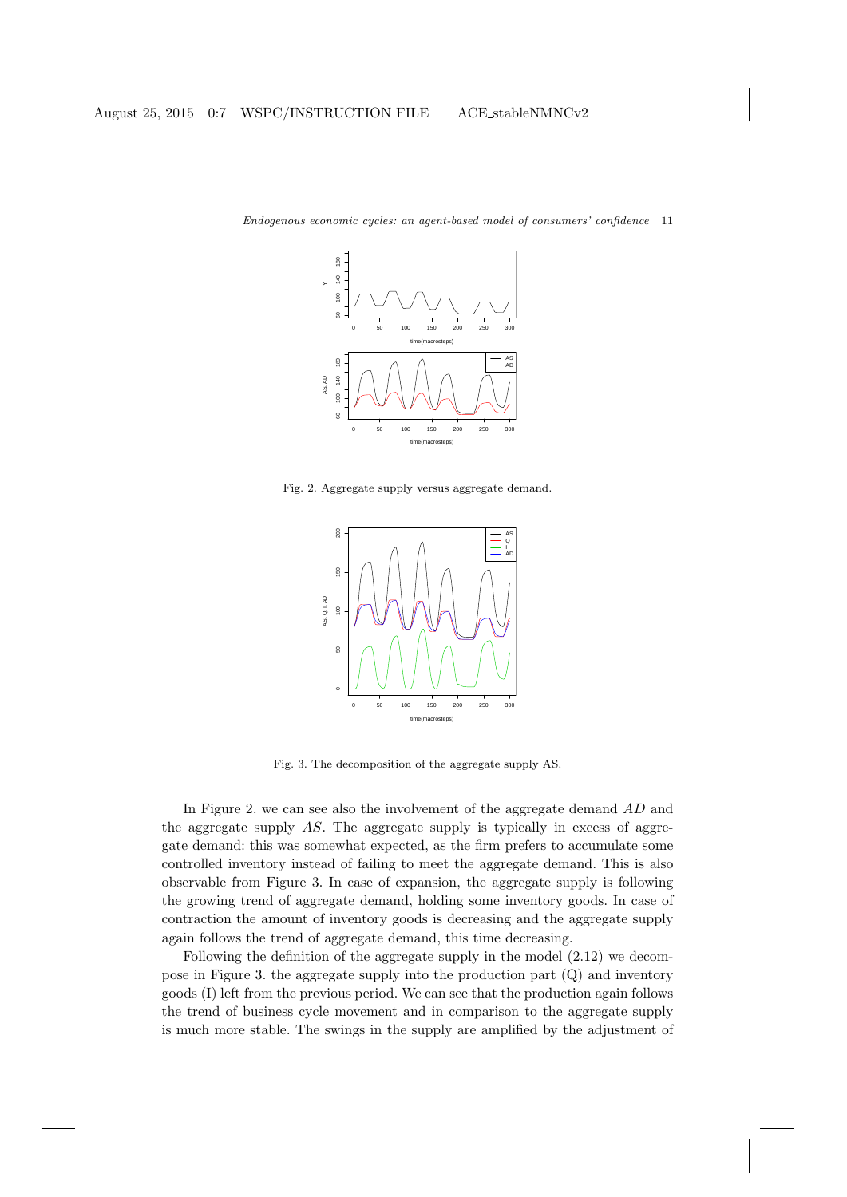Fig. 2. Aggregate supply versus aggregate demand.

Fig. 3. The decomposition of the aggregate supply AS.

In Figure 2. we can see also the involvement of the aggregate demand $AD$ and the aggregate supply $AS$. The aggregate supply is typically in excess of aggregate demand: this was somewhat expected, as the firm prefers to accumulate some controlled inventory instead of failing to meet the aggregate demand. This is also observable from Figure 3. In case of expansion, the aggregate supply is following the growing trend of aggregate demand, holding some inventory goods. In case of contraction the amount of inventory goods is decreasing and the aggregate supply again follows the trend of aggregate demand, this time decreasing.

Following the definition of the aggregate supply in the model (2.12) we decompose in Figure 3. the aggregate supply into the production part (Q) and inventory goods (I) left from the previous period. We can see that the production again follows the trend of business cycle movement and in comparison to the aggregate supply is much more stable. The swings in the supply are amplified by the adjustment of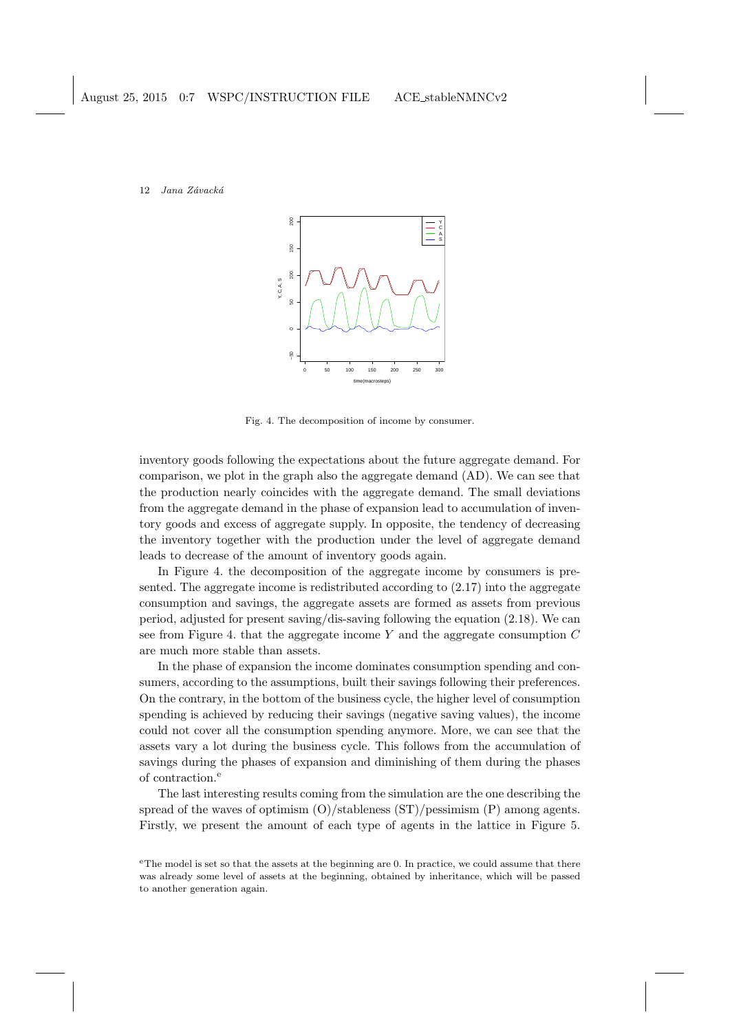Fig. 4. The decomposition of income by consumer.

inventory goods following the expectations about the future aggregate demand. For comparison, we plot in the graph also the aggregate demand (AD). We can see that the production nearly coincides with the aggregate demand. The small deviations from the aggregate demand in the phase of expansion lead to accumulation of inventory goods and excess of aggregate supply. In opposite, the tendency of decreasing the inventory together with the production under the level of aggregate demand leads to decrease of the amount of inventory goods again.

In Figure 4. the decomposition of the aggregate income by consumers is presented. The aggregate income is redistributed according to (2.17) into the aggregate consumption and savings, the aggregate assets are formed as assets from previous period, adjusted for present saving/dis-saving following the equation (2.18). We can see from Figure 4. that the aggregate income $Y$ and the aggregate consumption $C$ are much more stable than assets.

In the phase of expansion the income dominates consumption spending and consumers, according to the assumptions, built their savings following their preferences. On the contrary, in the bottom of the business cycle, the higher level of consumption spending is achieved by reducing their savings (negative saving values), the income could not cover all the consumption spending anymore. More, we can see that the assets vary a lot during the business cycle. This follows from the accumulation of savings during the phases of expansion and diminishing of them during the phases of contraction.[e]

The last interesting results coming from the simulation are the one describing the spread of the waves of optimism (O)/stableness (ST)/pessimism (P) among agents. Firstly, we present the amount of each type of agents in the lattice in Figure 5.

[e]The model is set so that the assets at the beginning are 0. In practice, we could assume that there was already some level of assets at the beginning, obtained by inheritance, which will be passed to another generation again.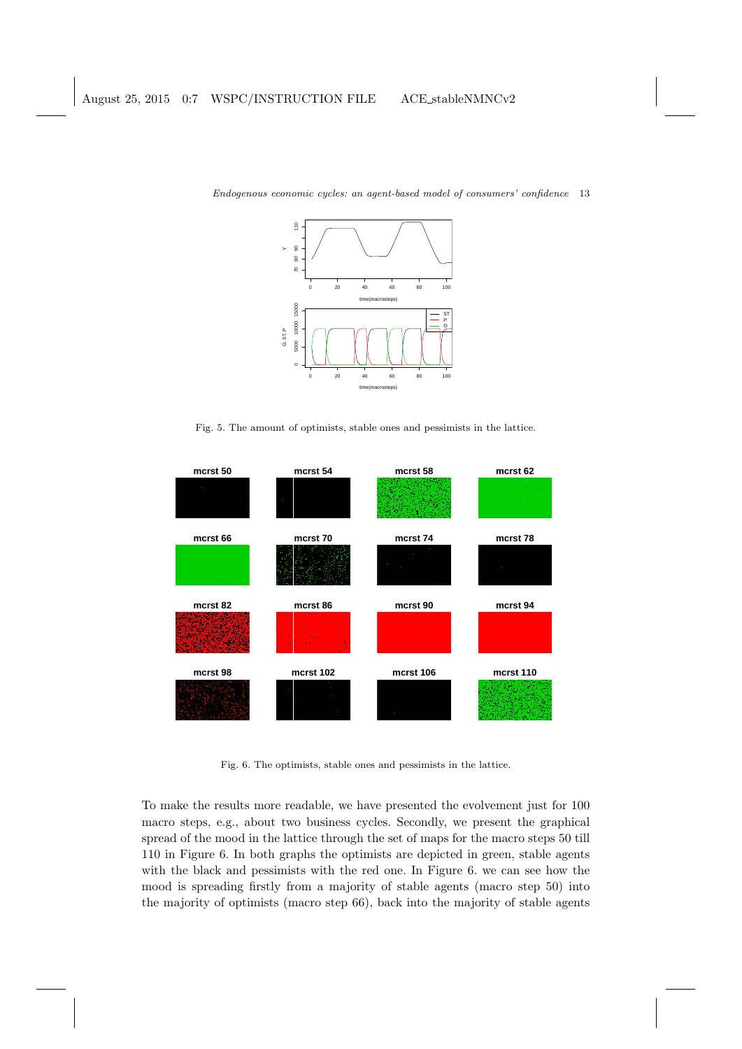Fig. 5. The amount of optimists, stable ones and pessimists in the lattice.

Fig. 6. The optimists, stable ones and pessimists in the lattice.

To make the results more readable, we have presented the evolvement just for 100 macro steps, e.g., about two business cycles. Secondly, we present the graphical spread of the mood in the lattice through the set of maps for the macro steps 50 till 110 in Figure 6. In both graphs the optimists are depicted in green, stable agents with the black and pessimists with the red one. In Figure 6. we can see how the mood is spreading firstly from a majority of stable agents (macro step 50) into the majority of optimists (macro step 66), back into the majority of stable agents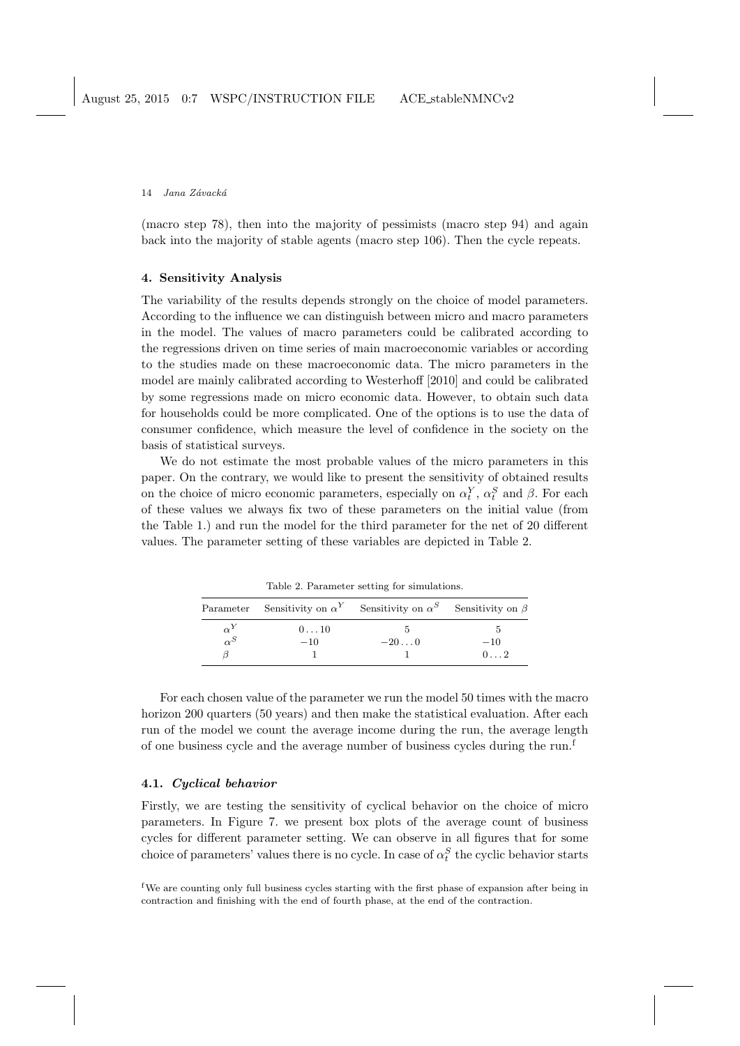(macro step 78), then into the majority of pessimists (macro step 94) and again back into the majority of stable agents (macro step 106). Then the cycle repeats.

### 4. Sensitivity Analysis

The variability of the results depends strongly on the choice of model parameters. According to the influence we can distinguish between micro and macro parameters in the model. The values of macro parameters could be calibrated according to the regressions driven on time series of main macroeconomic variables or according to the studies made on these macroeconomic data. The micro parameters in the model are mainly calibrated according to Westerhoff [2010] and could be calibrated by some regressions made on micro economic data. However, to obtain such data for households could be more complicated. One of the options is to use the data of consumer confidence, which measure the level of confidence in the society on the basis of statistical surveys.

We do not estimate the most probable values of the micro parameters in this paper. On the contrary, we would like to present the sensitivity of obtained results on the choice of micro economic parameters, especially on $\alpha_t^Y$, $\alpha_t^S$ and $\beta$. For each of these values we always fix two of these parameters on the initial value (from the Table 1.) and run the model for the third parameter for the net of 20 different values. The parameter setting of these variables are depicted in Table 2.

Table 2. Parameter setting for simulations.

| Parameter | Sensitivity on $\alpha^Y$ | Sensitivity on $\alpha^S$ | Sensitivity on $\beta$ |
|---|---|---|---|
| $\alpha^Y$ | $0 \dots 10$ | 5 | 5 |
| $\alpha^S$ | $-10$ | $-20 \dots 0$ | $-10$ |
| $\beta$ | 1 | 1 | $0 \dots 2$ |

For each chosen value of the parameter we run the model 50 times with the macro horizon 200 quarters (50 years) and then make the statistical evaluation. After each run of the model we count the average income during the run, the average length of one business cycle and the average number of business cycles during the run.[f]

#### 4.1. *Cyclical behavior*

Firstly, we are testing the sensitivity of cyclical behavior on the choice of micro parameters. In Figure 7. we present box plots of the average count of business cycles for different parameter setting. We can observe in all figures that for some choice of parameters' values there is no cycle. In case of $\alpha_t^S$ the cyclic behavior starts

[f] We are counting only full business cycles starting with the first phase of expansion after being in contraction and finishing with the end of fourth phase, at the end of the contraction.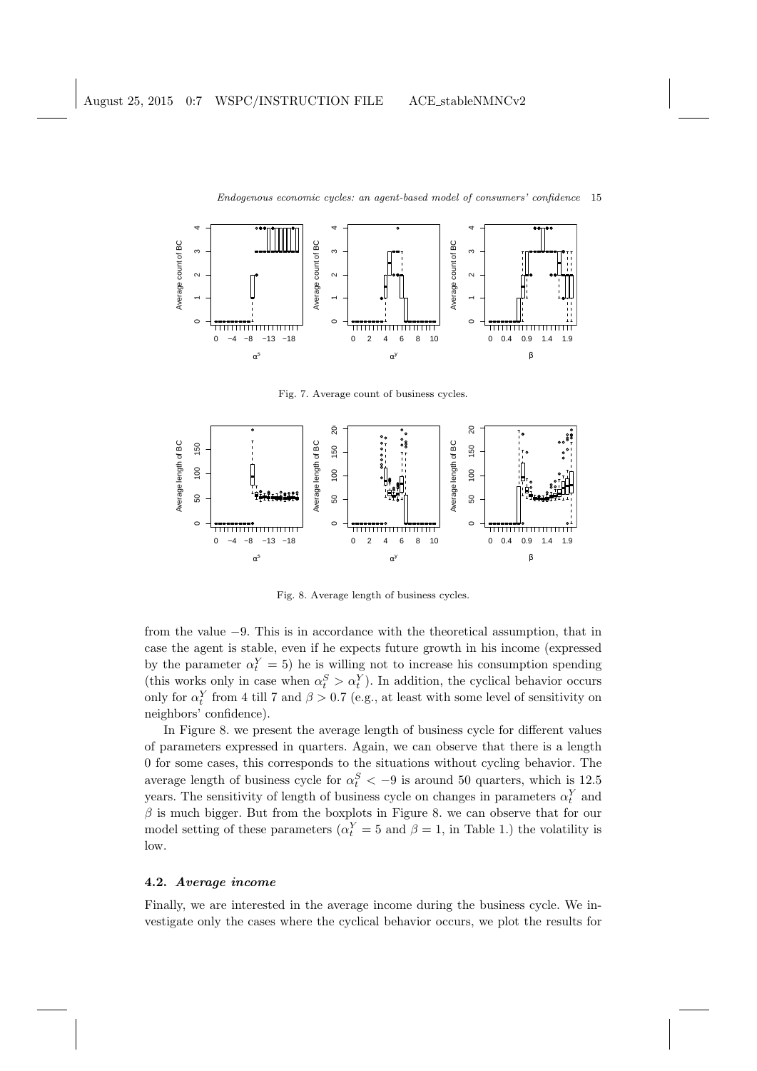Fig. 7. Average count of business cycles.

Fig. 8. Average length of business cycles.

from the value $-9$. This is in accordance with the theoretical assumption, that in case the agent is stable, even if he expects future growth in his income (expressed by the parameter $\alpha_t^Y = 5$) he is willing not to increase his consumption spending (this works only in case when $\alpha_t^S > \alpha_t^Y$). In addition, the cyclical behavior occurs only for $\alpha_t^Y$ from 4 till 7 and $\beta > 0.7$ (e.g., at least with some level of sensitivity on neighbors' confidence).

In Figure 8. we present the average length of business cycle for different values of parameters expressed in quarters. Again, we can observe that there is a length 0 for some cases, this corresponds to the situations without cycling behavior. The average length of business cycle for $\alpha_t^S < -9$ is around 50 quarters, which is 12.5 years. The sensitivity of length of business cycle on changes in parameters $\alpha_t^Y$ and $\beta$ is much bigger. But from the boxplots in Figure 8. we can observe that for our model setting of these parameters ($\alpha_t^Y = 5$ and $\beta = 1$, in Table 1.) the volatility is low.

### 4.2. *Average income*

Finally, we are interested in the average income during the business cycle. We investigate only the cases where the cyclical behavior occurs, we plot the results for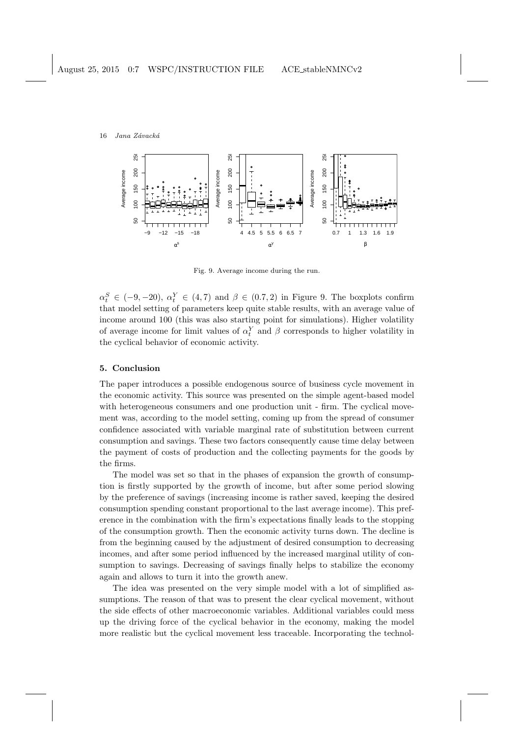Fig. 9. Average income during the run.

$\alpha_t^S \in (-9, -20)$, $\alpha_t^Y \in (4, 7)$ and $\beta \in (0.7, 2)$ in Figure 9. The boxplots confirm that model setting of parameters keep quite stable results, with an average value of income around 100 (this was also starting point for simulations). Higher volatility of average income for limit values of $\alpha_t^Y$ and $\beta$ corresponds to higher volatility in the cyclical behavior of economic activity.

## 5. Conclusion

The paper introduces a possible endogenous source of business cycle movement in the economic activity. This source was presented on the simple agent-based model with heterogeneous consumers and one production unit - firm. The cyclical movement was, according to the model setting, coming up from the spread of consumer confidence associated with variable marginal rate of substitution between current consumption and savings. These two factors consequently cause time delay between the payment of costs of production and the collecting payments for the goods by the firms.

The model was set so that in the phases of expansion the growth of consumption is firstly supported by the growth of income, but after some period slowing by the preference of savings (increasing income is rather saved, keeping the desired consumption spending constant proportional to the last average income). This preference in the combination with the firm's expectations finally leads to the stopping of the consumption growth. Then the economic activity turns down. The decline is from the beginning caused by the adjustment of desired consumption to decreasing incomes, and after some period influenced by the increased marginal utility of consumption to savings. Decreasing of savings finally helps to stabilize the economy again and allows to turn it into the growth anew.

The idea was presented on the very simple model with a lot of simplified assumptions. The reason of that was to present the clear cyclical movement, without the side effects of other macroeconomic variables. Additional variables could mess up the driving force of the cyclical behavior in the economy, making the model more realistic but the cyclical movement less traceable. Incorporating the technol-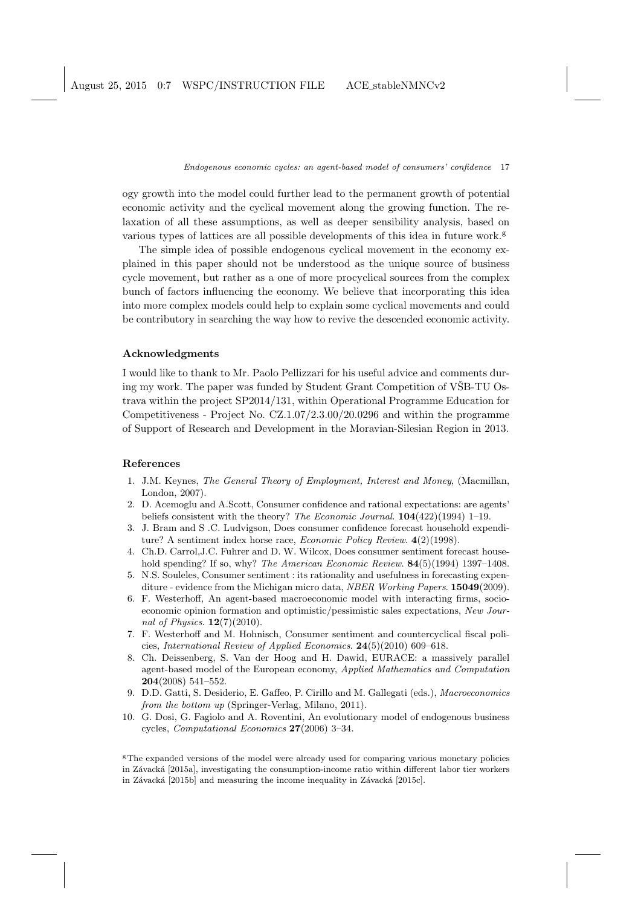ogy growth into the model could further lead to the permanent growth of potential economic activity and the cyclical movement along the growing function. The relaxation of all these assumptions, as well as deeper sensibility analysis, based on various types of lattices are all possible developments of this idea in future work.[g]

The simple idea of possible endogenous cyclical movement in the economy explained in this paper should not be understood as the unique source of business cycle movement, but rather as a one of more procyclical sources from the complex bunch of factors influencing the economy. We believe that incorporating this idea into more complex models could help to explain some cyclical movements and could be contributory in searching the way how to revive the descended economic activity.

## Acknowledgments

I would like to thank to Mr. Paolo Pellizzari for his useful advice and comments during my work. The paper was funded by Student Grant Competition of VŠB-TU Ostrava within the project SP2014/131, within Operational Programme Education for Competitiveness - Project No. CZ.1.07/2.3.00/20.0296 and within the programme of Support of Research and Development in the Moravian-Silesian Region in 2013.

## References

1. J.M. Keynes, *The General Theory of Employment, Interest and Money*, (Macmillan, London, 2007).
2. D. Acemoglu and A.Scott, Consumer confidence and rational expectations: are agents' beliefs consistent with the theory? *The Economic Journal*. **104**(422)(1994) 1–19.
3. J. Bram and S .C. Ludvigson, Does consumer confidence forecast household expenditure? A sentiment index horse race, *Economic Policy Review*. **4**(2)(1998).
4. Ch.D. Carrol,J.C. Fuhrer and D. W. Wilcox, Does consumer sentiment forecast household spending? If so, why? *The American Economic Review*. **84**(5)(1994) 1397–1408.
5. N.S. Souleles, Consumer sentiment : its rationality and usefulness in forecasting expenditure - evidence from the Michigan micro data, *NBER Working Papers*. **15049**(2009).
6. F. Westerhoff, An agent-based macroeconomic model with interacting firms, socio-economic opinion formation and optimistic/pessimistic sales expectations, *New Journal of Physics*. **12**(7)(2010).
7. F. Westerhoff and M. Hohnisch, Consumer sentiment and countercyclical fiscal policies, *International Review of Applied Economics*. **24**(5)(2010) 609–618.
8. Ch. Deissenberg, S. Van der Hoog and H. Dawid, EURACE: a massively parallel agent-based model of the European economy, *Applied Mathematics and Computation* **204**(2008) 541–552.
9. D.D. Gatti, S. Desiderio, E. Gaffeo, P. Cirillo and M. Gallegati (eds.), *Macroeconomics from the bottom up* (Springer-Verlag, Milano, 2011).
10. G. Dosi, G. Fagiolo and A. Roventini, An evolutionary model of endogenous business cycles, *Computational Economics* **27**(2006) 3–34.

[g] The expanded versions of the model were already used for comparing various monetary policies in Závacká [2015a], investigating the consumption-income ratio within different labor tier workers in Závacká [2015b] and measuring the income inequality in Závacká [2015c].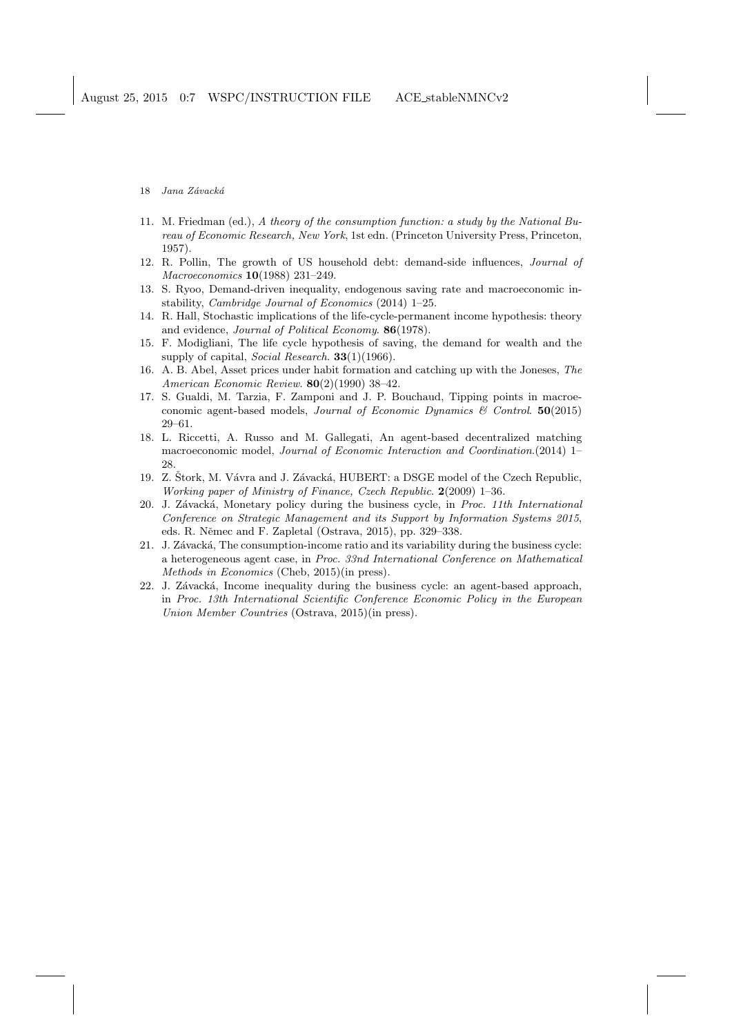11. M. Friedman (ed.), *A theory of the consumption function: a study by the National Bureau of Economic Research, New York*, 1st edn. (Princeton University Press, Princeton, 1957).
12. R. Pollin, The growth of US household debt: demand-side influences, *Journal of Macroeconomics* **10**(1988) 231–249.
13. S. Ryoo, Demand-driven inequality, endogenous saving rate and macroeconomic instability, *Cambridge Journal of Economics* (2014) 1–25.
14. R. Hall, Stochastic implications of the life-cycle-permanent income hypothesis: theory and evidence, *Journal of Political Economy*. **86**(1978).
15. F. Modigliani, The life cycle hypothesis of saving, the demand for wealth and the supply of capital, *Social Research*. **33**(1)(1966).
16. A. B. Abel, Asset prices under habit formation and catching up with the Joneses, *The American Economic Review*. **80**(2)(1990) 38–42.
17. S. Gualdi, M. Tarzia, F. Zamponi and J. P. Bouchaud, Tipping points in macroeconomic agent-based models, *Journal of Economic Dynamics & Control*. **50**(2015) 29–61.
18. L. Riccetti, A. Russo and M. Gallegati, An agent-based decentralized matching macroeconomic model, *Journal of Economic Interaction and Coordination*.(2014) 1–28.
19. Z. Štork, M. Vávra and J. Závacká, HUBERT: a DSGE model of the Czech Republic, *Working paper of Ministry of Finance, Czech Republic*. **2**(2009) 1–36.
20. J. Závacká, Monetary policy during the business cycle, in *Proc. 11th International Conference on Strategic Management and its Support by Information Systems 2015*, eds. R. Němec and F. Zapletal (Ostrava, 2015), pp. 329–338.
21. J. Závacká, The consumption-income ratio and its variability during the business cycle: a heterogeneous agent case, in *Proc. 33nd International Conference on Mathematical Methods in Economics* (Cheb, 2015)(in press).
22. J. Závacká, Income inequality during the business cycle: an agent-based approach, in *Proc. 13th International Scientific Conference Economic Policy in the European Union Member Countries* (Ostrava, 2015)(in press).